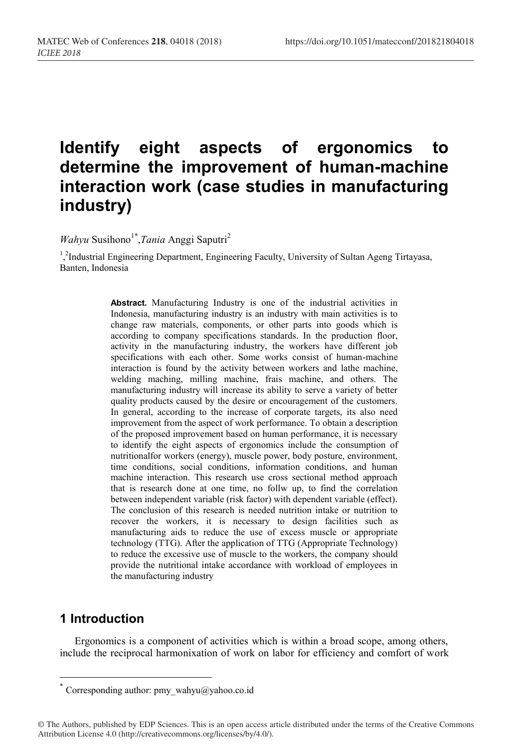# Identify eight aspects of ergonomics to determine the improvement of human-machine interaction work (case studies in manufacturing industry)

*Wahyu* Susihono[1*], *Tania* Anggi Saputri[2]

[1,2]Industrial Engineering Department, Engineering Faculty, University of Sultan Ageng Tirtayasa, Banten, Indonesia

**Abstract.** Manufacturing Industry is one of the industrial activities in Indonesia, manufacturing industry is an industry with main activities is to change raw materials, components, or other parts into goods which is according to company specifications standards. In the production floor, activity in the manufacturing industry, the workers have different job specifications with each other. Some works consist of human-machine interaction is found by the activity between workers and lathe machine, welding maching, milling machine, frais machine, and others. The manufacturing industry will increase its ability to serve a variety of better quality products caused by the desire or encouragement of the customers. In general, according to the increase of corporate targets, its also need improvement from the aspect of work performance. To obtain a description of the proposed improvement based on human performance, it is necessary to identify the eight aspects of ergonomics include the consumption of nutritionalfor workers (energy), muscle power, body posture, environment, time conditions, social conditions, information conditions, and human machine interaction. This research use cross sectional method approach that is research done at one time, no follw up, to find the correlation between independent variable (risk factor) with dependent variable (effect). The conclusion of this research is needed nutrition intake or nutrition to recover the workers, it is necessary to design facilities such as manufacturing aids to reduce the use of excess muscle or appropriate technology (TTG). After the application of TTG (Appropriate Technology) to reduce the excessive use of muscle to the workers, the company should provide the nutritional intake accordance with workload of employees in the manufacturing industry

## 1 Introduction

Ergonomics is a component of activities which is within a broad scope, among others, include the reciprocal harmonixation of work on labor for efficiency and comfort of work

---

[*] Corresponding author: pmy_wahyu@yahoo.co.id

© The Authors, published by EDP Sciences. This is an open access article distributed under the terms of the Creative Commons Attribution License 4.0 (http://creativecommons.org/licenses/by/4.0/).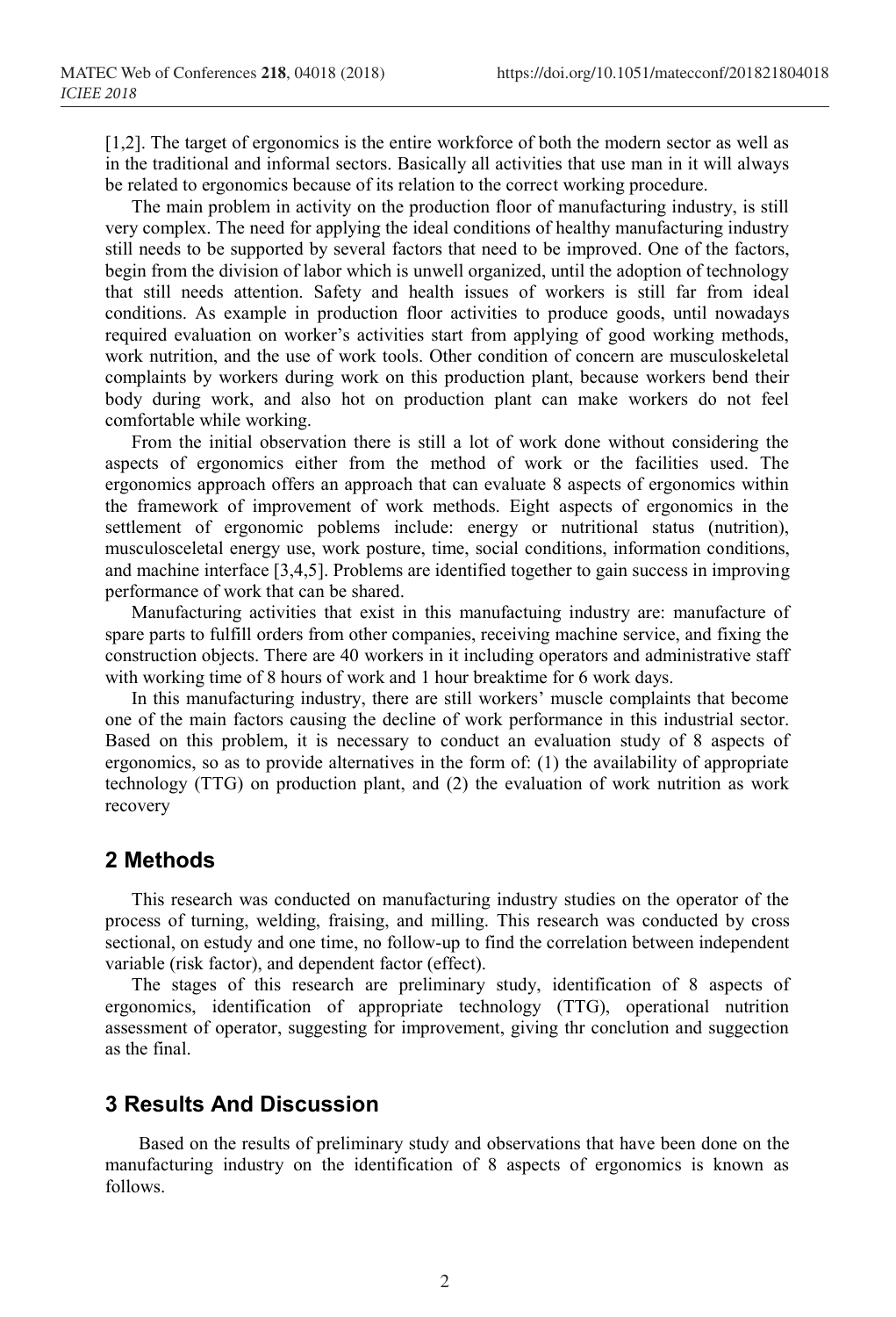[1,2]. The target of ergonomics is the entire workforce of both the modern sector as well as in the traditional and informal sectors. Basically all activities that use man in it will always be related to ergonomics because of its relation to the correct working procedure.

The main problem in activity on the production floor of manufacturing industry, is still very complex. The need for applying the ideal conditions of healthy manufacturing industry still needs to be supported by several factors that need to be improved. One of the factors, begin from the division of labor which is unwell organized, until the adoption of technology that still needs attention. Safety and health issues of workers is still far from ideal conditions. As example in production floor activities to produce goods, until nowadays required evaluation on worker's activities start from applying of good working methods, work nutrition, and the use of work tools. Other condition of concern are musculoskeletal complaints by workers during work on this production plant, because workers bend their body during work, and also hot on production plant can make workers do not feel comfortable while working.

From the initial observation there is still a lot of work done without considering the aspects of ergonomics either from the method of work or the facilities used. The ergonomics approach offers an approach that can evaluate 8 aspects of ergonomics within the framework of improvement of work methods. Eight aspects of ergonomics in the settlement of ergonomic poblems include: energy or nutritional status (nutrition), musculosceletal energy use, work posture, time, social conditions, information conditions, and machine interface [3,4,5]. Problems are identified together to gain success in improving performance of work that can be shared.

Manufacturing activities that exist in this manufactuing industry are: manufacture of spare parts to fulfill orders from other companies, receiving machine service, and fixing the construction objects. There are 40 workers in it including operators and administrative staff with working time of 8 hours of work and 1 hour breaktime for 6 work days.

In this manufacturing industry, there are still workers' muscle complaints that become one of the main factors causing the decline of work performance in this industrial sector. Based on this problem, it is necessary to conduct an evaluation study of 8 aspects of ergonomics, so as to provide alternatives in the form of: (1) the availability of appropriate technology (TTG) on production plant, and (2) the evaluation of work nutrition as work recovery

## 2 Methods

This research was conducted on manufacturing industry studies on the operator of the process of turning, welding, fraising, and milling. This research was conducted by cross sectional, on estudy and one time, no follow-up to find the correlation between independent variable (risk factor), and dependent factor (effect).

The stages of this research are preliminary study, identification of 8 aspects of ergonomics, identification of appropriate technology (TTG), operational nutrition assessment of operator, suggesting for improvement, giving thr conclution and suggection as the final.

## 3 Results And Discussion

Based on the results of preliminary study and observations that have been done on the manufacturing industry on the identification of 8 aspects of ergonomics is known as follows.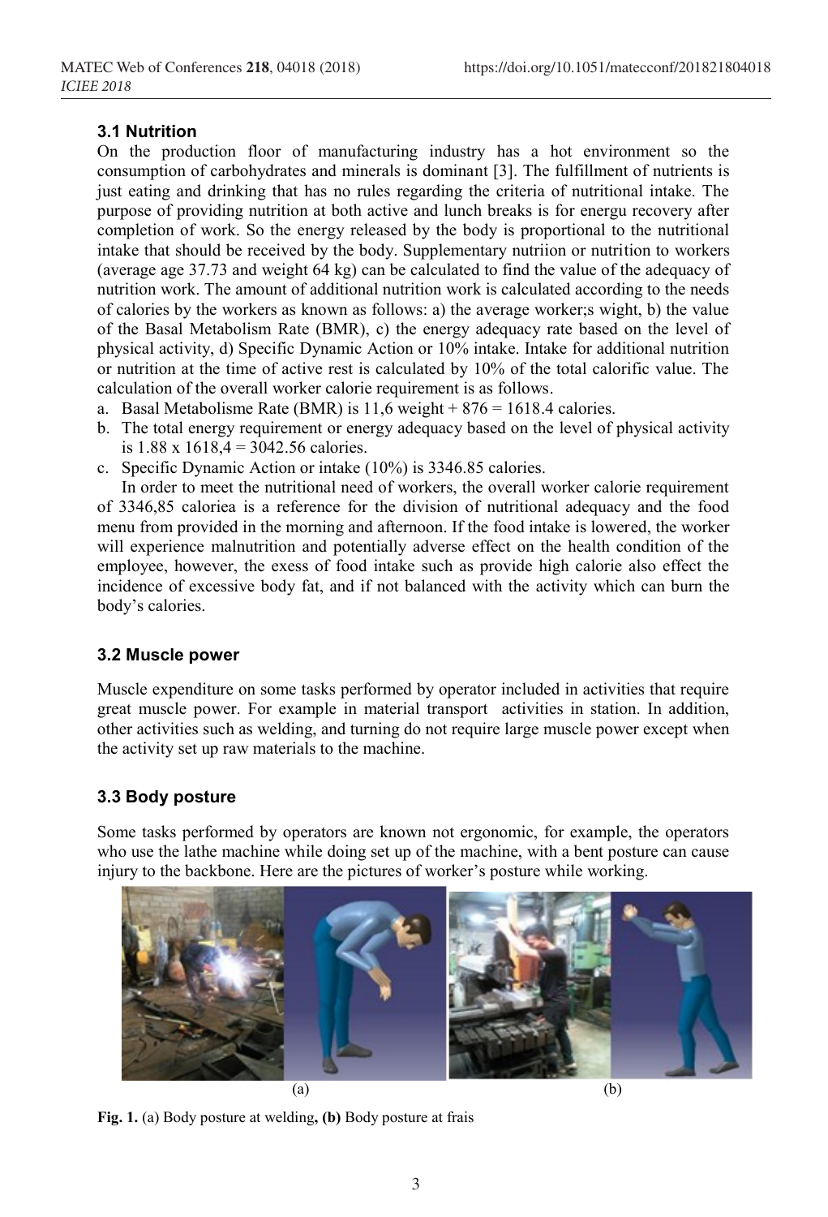### 3.1 Nutrition

On the production floor of manufacturing industry has a hot environment so the consumption of carbohydrates and minerals is dominant [3]. The fulfillment of nutrients is just eating and drinking that has no rules regarding the criteria of nutritional intake. The purpose of providing nutrition at both active and lunch breaks is for energu recovery after completion of work. So the energy released by the body is proportional to the nutritional intake that should be received by the body. Supplementary nutriion or nutrition to workers (average age 37.73 and weight 64 kg) can be calculated to find the value of the adequacy of nutrition work. The amount of additional nutrition work is calculated according to the needs of calories by the workers as known as follows: a) the average worker;s wight, b) the value of the Basal Metabolism Rate (BMR), c) the energy adequacy rate based on the level of physical activity, d) Specific Dynamic Action or 10% intake. Intake for additional nutrition or nutrition at the time of active rest is calculated by 10% of the total calorific value. The calculation of the overall worker calorie requirement is as follows.

a. Basal Metabolisme Rate (BMR) is 11,6 weight + 876 = 1618.4 calories.
b. The total energy requirement or energy adequacy based on the level of physical activity is 1.88 x 1618,4 = 3042.56 calories.
c. Specific Dynamic Action or intake (10%) is 3346.85 calories.

In order to meet the nutritional need of workers, the overall worker calorie requirement of 3346,85 caloriea is a reference for the division of nutritional adequacy and the food menu from provided in the morning and afternoon. If the food intake is lowered, the worker will experience malnutrition and potentially adverse effect on the health condition of the employee, however, the exess of food intake such as provide high calorie also effect the incidence of excessive body fat, and if not balanced with the activity which can burn the body's calories.

### 3.2 Muscle power

Muscle expenditure on some tasks performed by operator included in activities that require great muscle power. For example in material transport activities in station. In addition, other activities such as welding, and turning do not require large muscle power except when the activity set up raw materials to the machine.

### 3.3 Body posture

Some tasks performed by operators are known not ergonomic, for example, the operators who use the lathe machine while doing set up of the machine, with a bent posture can cause injury to the backbone. Here are the pictures of worker's posture while working.

(a) (b)

**Fig. 1.** (a) Body posture at welding**, (b)** Body posture at frais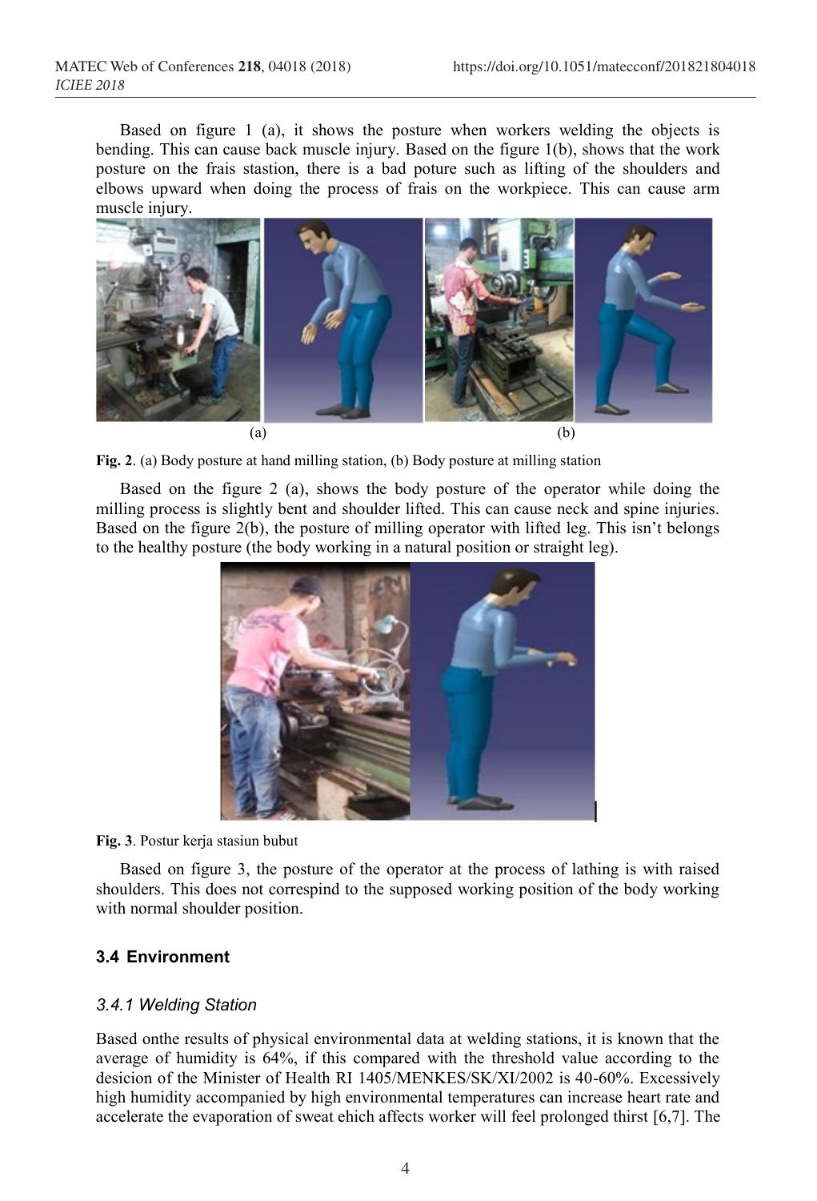Based on figure 1 (a), it shows the posture when workers welding the objects is bending. This can cause back muscle injury. Based on the figure 1(b), shows that the work posture on the frais stastion, there is a bad poture such as lifting of the shoulders and elbows upward when doing the process of frais on the workpiece. This can cause arm muscle injury.

(a) (b)

**Fig. 2**. (a) Body posture at hand milling station, (b) Body posture at milling station

Based on the figure 2 (a), shows the body posture of the operator while doing the milling process is slightly bent and shoulder lifted. This can cause neck and spine injuries. Based on the figure 2(b), the posture of milling operator with lifted leg. This isn't belongs to the healthy posture (the body working in a natural position or straight leg).

**Fig. 3**. Postur kerja stasiun bubut

Based on figure 3, the posture of the operator at the process of lathing is with raised shoulders. This does not correspind to the supposed working position of the body working with normal shoulder position.

### 3.4 Environment

#### *3.4.1 Welding Station*

Based onthe results of physical environmental data at welding stations, it is known that the average of humidity is 64%, if this compared with the threshold value according to the desicion of the Minister of Health RI 1405/MENKES/SK/XI/2002 is 40-60%. Excessively high humidity accompanied by high environmental temperatures can increase heart rate and accelerate the evaporation of sweat ehich affects worker will feel prolonged thirst [6,7]. The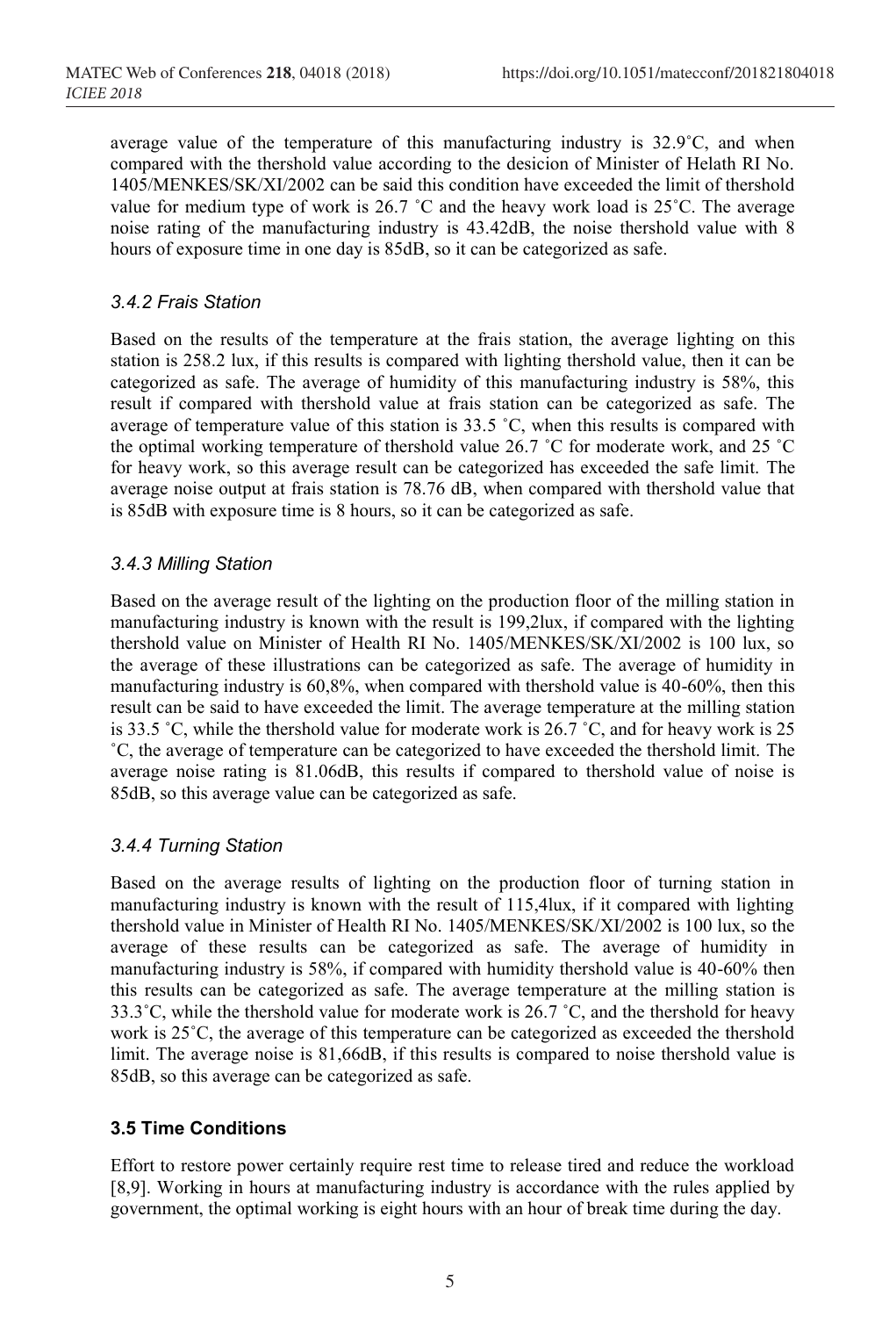average value of the temperature of this manufacturing industry is 32.9˚C, and when compared with the thershold value according to the desicion of Minister of Helath RI No. 1405/MENKES/SK/XI/2002 can be said this condition have exceeded the limit of thershold value for medium type of work is 26.7 ˚C and the heavy work load is 25˚C. The average noise rating of the manufacturing industry is 43.42dB, the noise thershold value with 8 hours of exposure time in one day is 85dB, so it can be categorized as safe.

### *3.4.2 Frais Station*

Based on the results of the temperature at the frais station, the average lighting on this station is 258.2 lux, if this results is compared with lighting thershold value, then it can be categorized as safe. The average of humidity of this manufacturing industry is 58%, this result if compared with thershold value at frais station can be categorized as safe. The average of temperature value of this station is 33.5 ˚C, when this results is compared with the optimal working temperature of thershold value 26.7 ˚C for moderate work, and 25 ˚C for heavy work, so this average result can be categorized has exceeded the safe limit. The average noise output at frais station is 78.76 dB, when compared with thershold value that is 85dB with exposure time is 8 hours, so it can be categorized as safe.

### *3.4.3 Milling Station*

Based on the average result of the lighting on the production floor of the milling station in manufacturing industry is known with the result is 199,2lux, if compared with the lighting thershold value on Minister of Health RI No. 1405/MENKES/SK/XI/2002 is 100 lux, so the average of these illustrations can be categorized as safe. The average of humidity in manufacturing industry is 60,8%, when compared with thershold value is 40-60%, then this result can be said to have exceeded the limit. The average temperature at the milling station is 33.5 ˚C, while the thershold value for moderate work is 26.7 ˚C, and for heavy work is 25 ˚C, the average of temperature can be categorized to have exceeded the thershold limit. The average noise rating is 81.06dB, this results if compared to thershold value of noise is 85dB, so this average value can be categorized as safe.

### *3.4.4 Turning Station*

Based on the average results of lighting on the production floor of turning station in manufacturing industry is known with the result of 115,4lux, if it compared with lighting thershold value in Minister of Health RI No. 1405/MENKES/SK/XI/2002 is 100 lux, so the average of these results can be categorized as safe. The average of humidity in manufacturing industry is 58%, if compared with humidity thershold value is 40-60% then this results can be categorized as safe. The average temperature at the milling station is 33.3˚C, while the thershold value for moderate work is 26.7 ˚C, and the thershold for heavy work is 25˚C, the average of this temperature can be categorized as exceeded the thershold limit. The average noise is 81,66dB, if this results is compared to noise thershold value is 85dB, so this average can be categorized as safe.

### **3.5 Time Conditions**

Effort to restore power certainly require rest time to release tired and reduce the workload [8,9]. Working in hours at manufacturing industry is accordance with the rules applied by government, the optimal working is eight hours with an hour of break time during the day.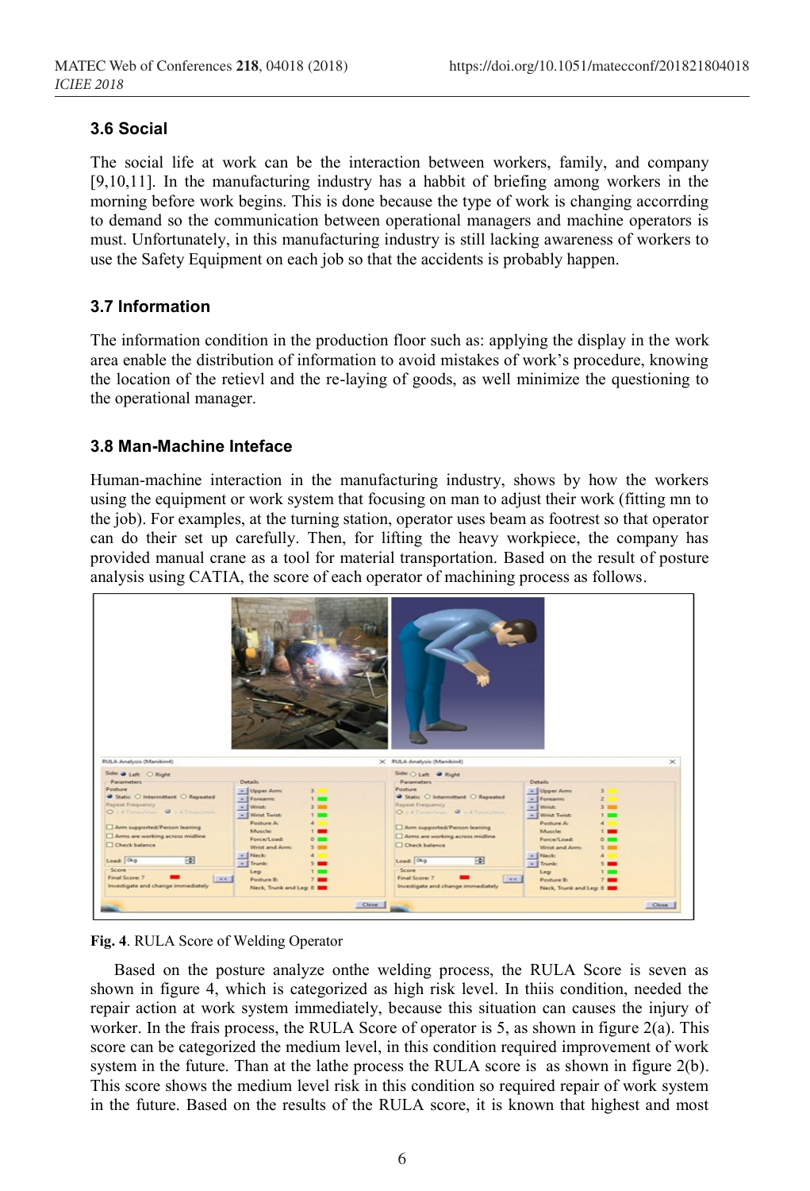### 3.6 Social

The social life at work can be the interaction between workers, family, and company [9,10,11]. In the manufacturing industry has a habit of briefing among workers in the morning before work begins. This is done because the type of work is changing accorrding to demand so the communication between operational managers and machine operators is must. Unfortunately, in this manufacturing industry is still lacking awareness of workers to use the Safety Equipment on each job so that the accidents is probably happen.

### 3.7 Information

The information condition in the production floor such as: applying the display in the work area enable the distribution of information to avoid mistakes of work's procedure, knowing the location of the retievl and the re-laying of goods, as well minimize the questioning to the operational manager.

### 3.8 Man-Machine Inteface

Human-machine interaction in the manufacturing industry, shows by how the workers using the equipment or work system that focusing on man to adjust their work (fitting mn to the job). For examples, at the turning station, operator uses beam as footrest so that operator can do their set up carefully. Then, for lifting the heavy workpiece, the company has provided manual crane as a tool for material transportation. Based on the result of posture analysis using CATIA, the score of each operator of machining process as follows.

**Fig. 4**. RULA Score of Welding Operator

Based on the posture analyze onthe welding process, the RULA Score is seven as shown in figure 4, which is categorized as high risk level. In thiis condition, needed the repair action at work system immediately, because this situation can causes the injury of worker. In the frais process, the RULA Score of operator is 5, as shown in figure 2(a). This score can be categorized the medium level, in this condition required improvement of work system in the future. Than at the lathe process the RULA score is  as shown in figure 2(b). This score shows the medium level risk in this condition so required repair of work system in the future. Based on the results of the RULA score, it is known that highest and most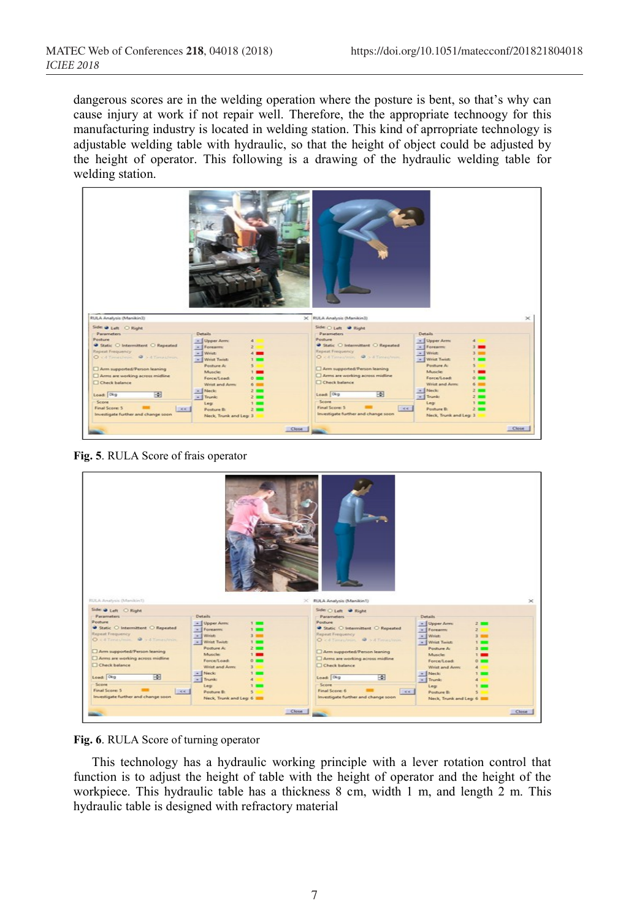dangerous scores are in the welding operation where the posture is bent, so that's why can cause injury at work if not repair well. Therefore, the the appropriate technoogy for this manufacturing industry is located in welding station. This kind of aprrropriate technology is adjustable welding table with hydraulic, so that the height of object could be adjusted by the height of operator. This following is a drawing of the hydraulic welding table for welding station.

**Fig. 5**. RULA Score of frais operator

**Fig. 6**. RULA Score of turning operator

This technology has a hydraulic working principle with a lever rotation control that function is to adjust the height of table with the height of operator and the height of the workpiece. This hydraulic table has a thickness 8 cm, width 1 m, and length 2 m. This hydraulic table is designed with refractory material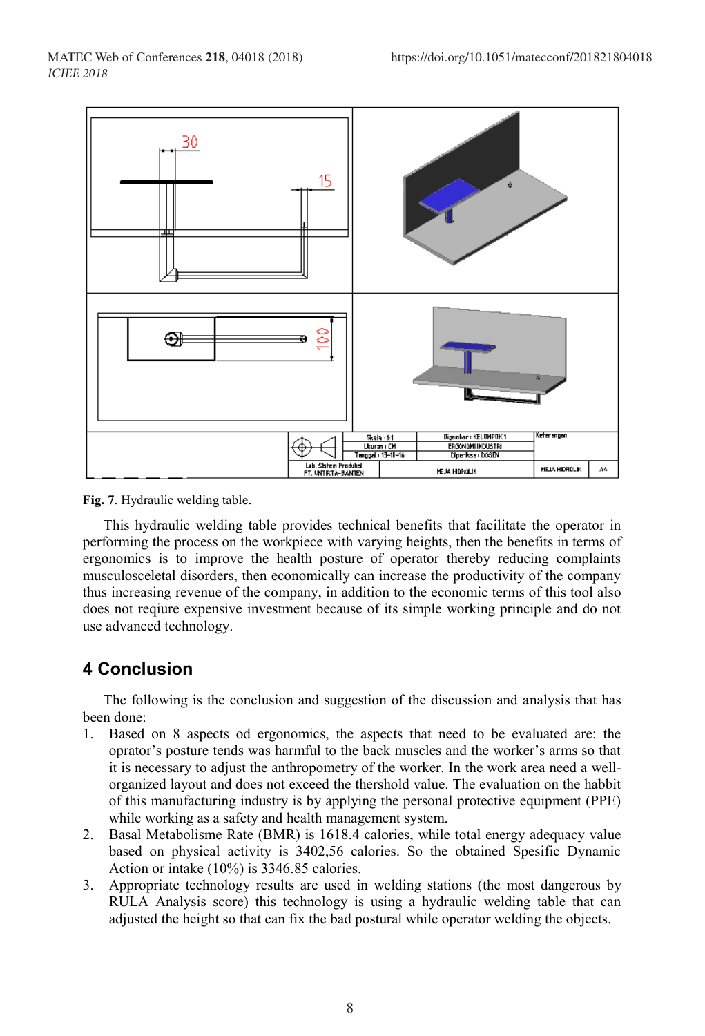**Fig. 7**. Hydraulic welding table.

This hydraulic welding table provides technical benefits that facilitate the operator in performing the process on the workpiece with varying heights, then the benefits in terms of ergonomics is to improve the health posture of operator thereby reducing complaints musculosceletal disorders, then economically can increase the productivity of the company thus increasing revenue of the company, in addition to the economic terms of this tool also does not reqiure expensive investment because of its simple working principle and do not use advanced technology.

## 4 Conclusion

The following is the conclusion and suggestion of the discussion and analysis that has been done:

1. Based on 8 aspects od ergonomics, the aspects that need to be evaluated are: the oprator's posture tends was harmful to the back muscles and the worker's arms so that it is necessary to adjust the anthropometry of the worker. In the work area need a well-organized layout and does not exceed the thershold value. The evaluation on the habbit of this manufacturing industry is by applying the personal protective equipment (PPE) while working as a safety and health management system.
2. Basal Metabolisme Rate (BMR) is 1618.4 calories, while total energy adequacy value based on physical activity is 3402,56 calories. So the obtained Spesific Dynamic Action or intake (10%) is 3346.85 calories.
3. Appropriate technology results are used in welding stations (the most dangerous by RULA Analysis score) this technology is using a hydraulic welding table that can adjusted the height so that can fix the bad postural while operator welding the objects.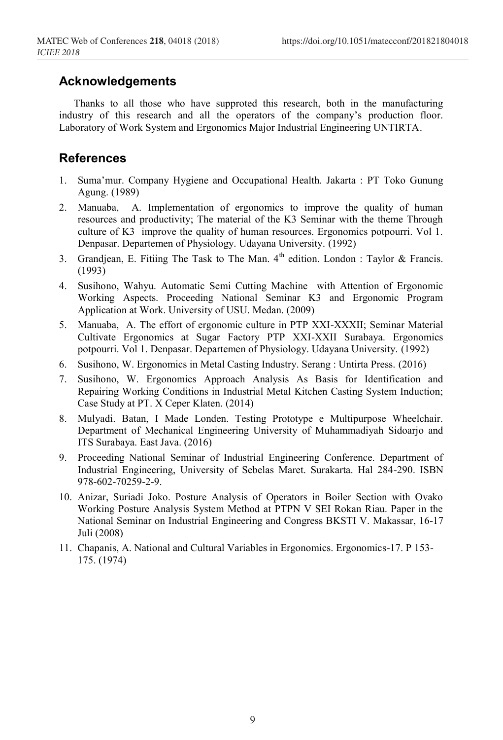## Acknowledgements

Thanks to all those who have supproted this research, both in the manufacturing industry of this research and all the operators of the company's production floor. Laboratory of Work System and Ergonomics Major Industrial Engineering UNTIRTA.

## References

1. Suma'mur. Company Hygiene and Occupational Health. Jakarta : PT Toko Gunung Agung. (1989)
2. Manuaba, A. Implementation of ergonomics to improve the quality of human resources and productivity; The material of the K3 Seminar with the theme Through culture of K3 improve the quality of human resources. Ergonomics potpourri. Vol 1. Denpasar. Departemen of Physiology. Udayana University. (1992)
3. Grandjean, E. Fitiing The Task to The Man. 4th edition. London : Taylor & Francis. (1993)
4. Susihono, Wahyu. Automatic Semi Cutting Machine with Attention of Ergonomic Working Aspects. Proceeding National Seminar K3 and Ergonomic Program Application at Work. University of USU. Medan. (2009)
5. Manuaba, A. The effort of ergonomic culture in PTP XXI-XXXII; Seminar Material Cultivate Ergonomics at Sugar Factory PTP XXI-XXII Surabaya. Ergonomics potpourri. Vol 1. Denpasar. Departemen of Physiology. Udayana University. (1992)
6. Susihono, W. Ergonomics in Metal Casting Industry. Serang : Untirta Press. (2016)
7. Susihono, W. Ergonomics Approach Analysis As Basis for Identification and Repairing Working Conditions in Industrial Metal Kitchen Casting System Induction; Case Study at PT. X Ceper Klaten. (2014)
8. Mulyadi. Batan, I Made Londen. Testing Prototype e Multipurpose Wheelchair. Department of Mechanical Engineering University of Muhammadiyah Sidoarjo and ITS Surabaya. East Java. (2016)
9. Proceeding National Seminar of Industrial Engineering Conference. Department of Industrial Engineering, University of Sebelas Maret. Surakarta. Hal 284-290. ISBN 978-602-70259-2-9.
10. Anizar, Suriadi Joko. Posture Analysis of Operators in Boiler Section with Ovako Working Posture Analysis System Method at PTPN V SEI Rokan Riau. Paper in the National Seminar on Industrial Engineering and Congress BKSTI V. Makassar, 16-17 Juli (2008)
11. Chapanis, A. National and Cultural Variables in Ergonomics. Ergonomics-17. P 153-175. (1974)